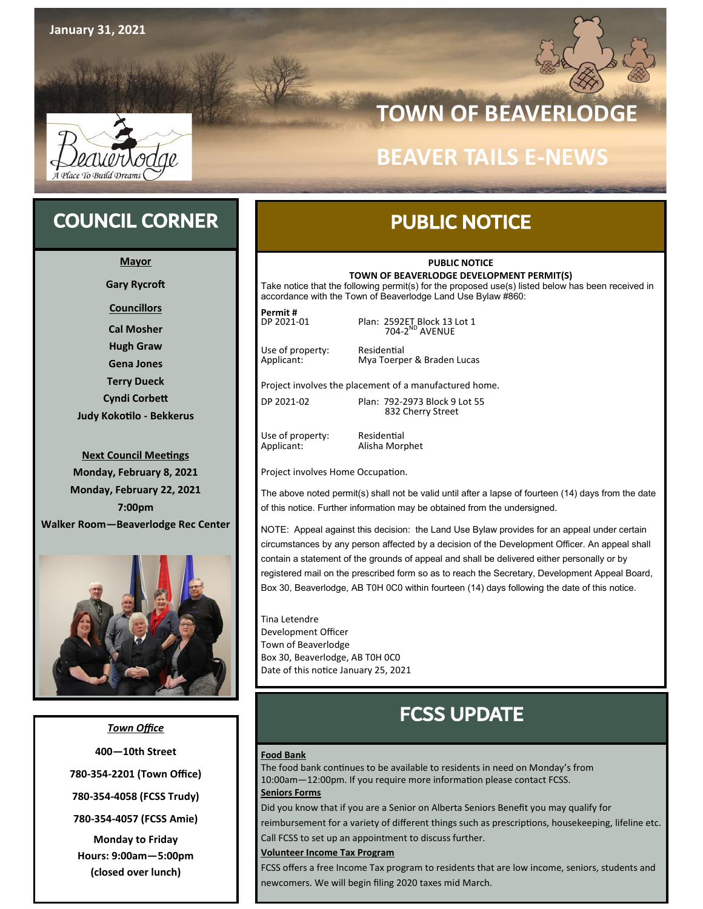January 31, 2021

# TOWN OF BEAVERLODGE

# BEAVER TAILS E-NEWS

## COUNCIL CORNER

**Mayor**

**Gary Rycroft**

**Councillors**

**Cal Mosher**
**Hugh Graw**
**Gena Jones**
**Terry Dueck**
**Cyndi Corbett**
**Judy Kokotilo - Bekkerus**

**Next Council Meetings**
**Monday, February 8, 2021**
**Monday, February 22, 2021**
**7:00pm**
**Walker Room—Beaverlodge Rec Center**

***Town Office***

**400—10th Street**

**780-354-2201 (Town Office)**

**780-354-4058 (FCSS Trudy)**

**780-354-4057 (FCSS Amie)**

**Monday to Friday**
**Hours: 9:00am—5:00pm**
**(closed over lunch)**

## PUBLIC NOTICE

**PUBLIC NOTICE**
**TOWN OF BEAVERLODGE DEVELOPMENT PERMIT(S)**

Take notice that the following permit(s) for the proposed use(s) listed below has been received in accordance with the Town of Beaverlodge Land Use Bylaw #860:

**Permit #**
DP 2021-01 — Plan: 2592ET Block 13 Lot 1, 704-2ND AVENUE

Use of property: Residential
Applicant: Mya Toerper & Braden Lucas

Project involves the placement of a manufactured home.

DP 2021-02 — Plan: 792-2973 Block 9 Lot 55, 832 Cherry Street

Use of property: Residential
Applicant: Alisha Morphet

Project involves Home Occupation.

The above noted permit(s) shall not be valid until after a lapse of fourteen (14) days from the date of this notice. Further information may be obtained from the undersigned.

NOTE: Appeal against this decision: the Land Use Bylaw provides for an appeal under certain circumstances by any person affected by a decision of the Development Officer. An appeal shall contain a statement of the grounds of appeal and shall be delivered either personally or by registered mail on the prescribed form so as to reach the Secretary, Development Appeal Board, Box 30, Beaverlodge, AB T0H 0C0 within fourteen (14) days following the date of this notice.

Tina Letendre
Development Officer
Town of Beaverlodge
Box 30, Beaverlodge, AB T0H 0C0
Date of this notice January 25, 2021

## FCSS UPDATE

**Food Bank**

The food bank continues to be available to residents in need on Monday's from 10:00am—12:00pm. If you require more information please contact FCSS.

**Seniors Forms**

Did you know that if you are a Senior on Alberta Seniors Benefit you may qualify for reimbursement for a variety of different things such as prescriptions, housekeeping, lifeline etc. Call FCSS to set up an appointment to discuss further.

**Volunteer Income Tax Program**

FCSS offers a free Income Tax program to residents that are low income, seniors, students and newcomers. We will begin filing 2020 taxes mid March.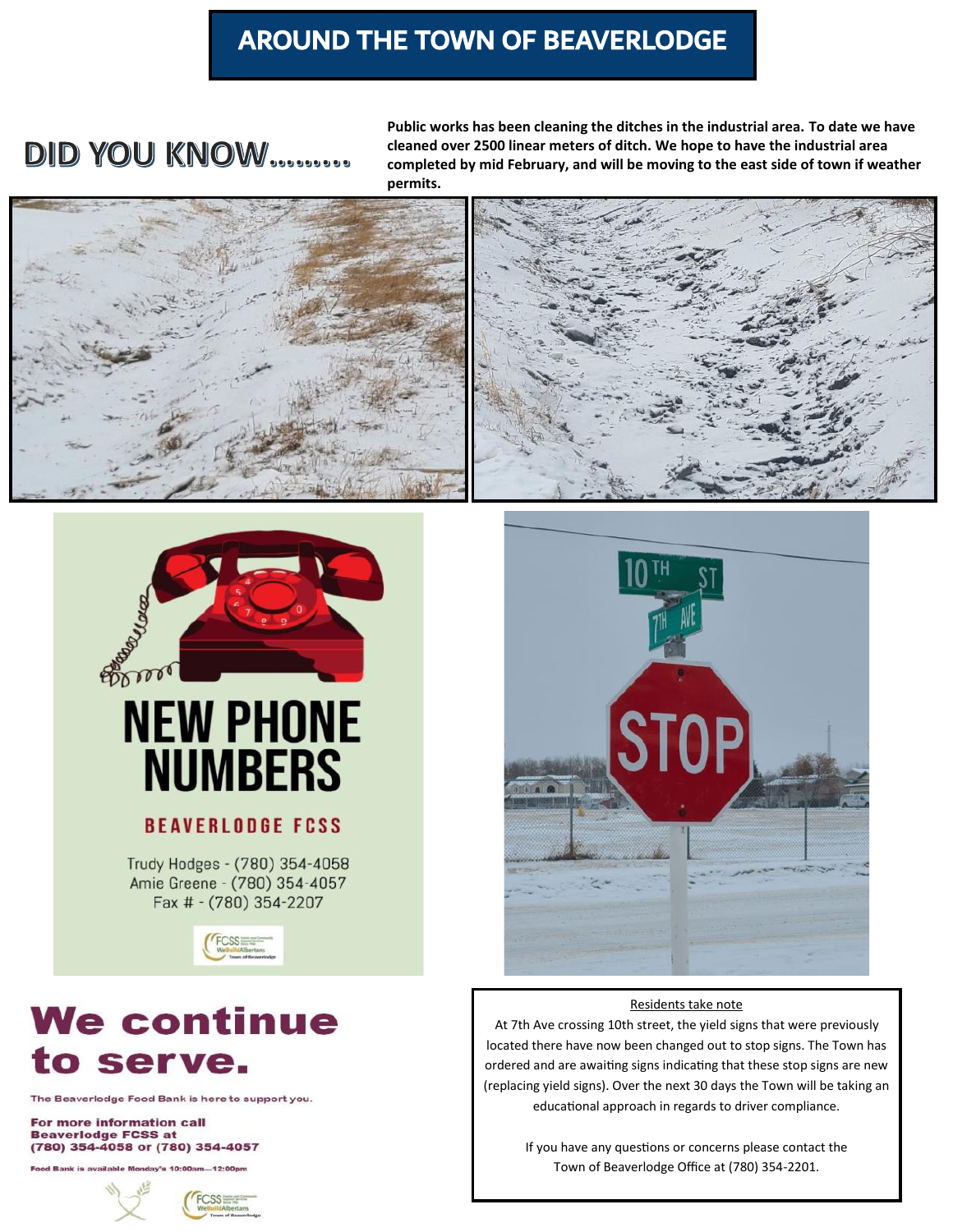# AROUND THE TOWN OF BEAVERLODGE

## DID YOU KNOW.........

**Public works has been cleaning the ditches in the industrial area. To date we have cleaned over 2500 linear meters of ditch. We hope to have the industrial area completed by mid February, and will be moving to the east side of town if weather permits.**

## NEW PHONE NUMBERS

### BEAVERLODGE FCSS

Trudy Hodges - (780) 354-4058
Amie Greene - (780) 354-4057
Fax # - (780) 354-2207

10TH ST
7TH AVE
STOP

## We continue to serve.

The Beaverlodge Food Bank is here to support you.

**For more information call Beaverlodge FCSS at (780) 354-4058 or (780) 354-4057**

Food Bank is available Monday's 10:00am—12:00pm

Residents take note

At 7th Ave crossing 10th street, the yield signs that were previously located there have now been changed out to stop signs. The Town has ordered and are awaiting signs indicating that these stop signs are new (replacing yield signs). Over the next 30 days the Town will be taking an educational approach in regards to driver compliance.

If you have any questions or concerns please contact the Town of Beaverlodge Office at (780) 354-2201.